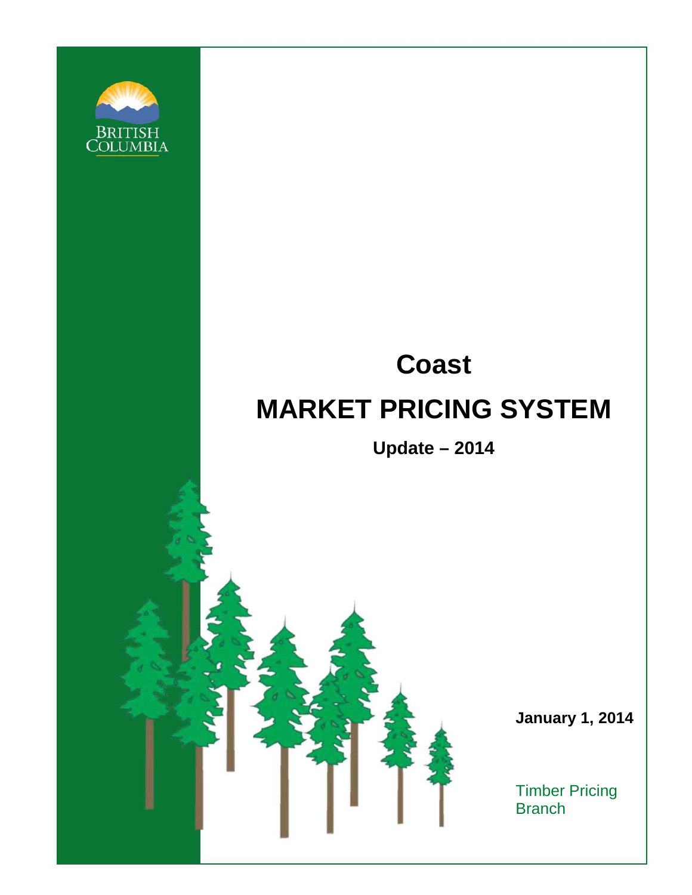BRITISH COLUMBIA

# Coast

# MARKET PRICING SYSTEM

**Update – 2014**

**January 1, 2014**

Timber Pricing Branch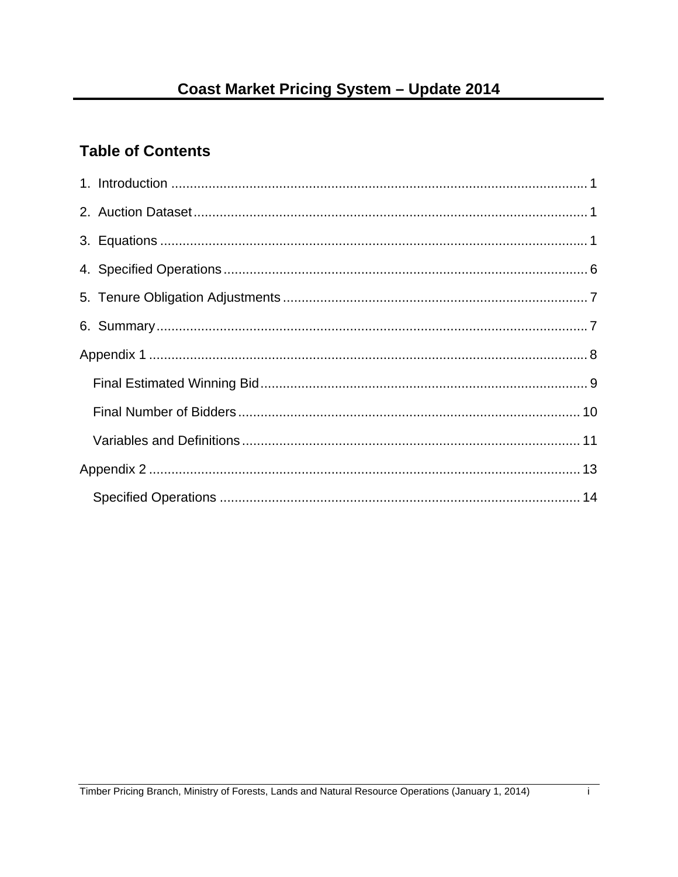# Coast Market Pricing System – Update 2014

## Table of Contents

1. Introduction ........................................................................................................ 1

2. Auction Dataset ................................................................................................... 1

3. Equations ............................................................................................................ 1

4. Specified Operations ........................................................................................... 6

5. Tenure Obligation Adjustments ........................................................................... 7

6. Summary ............................................................................................................. 7

Appendix 1 ............................................................................................................... 8

- Final Estimated Winning Bid ................................................................................ 9
- Final Number of Bidders .................................................................................... 10
- Variables and Definitions ................................................................................... 11

Appendix 2 ............................................................................................................. 13

- Specified Operations .......................................................................................... 14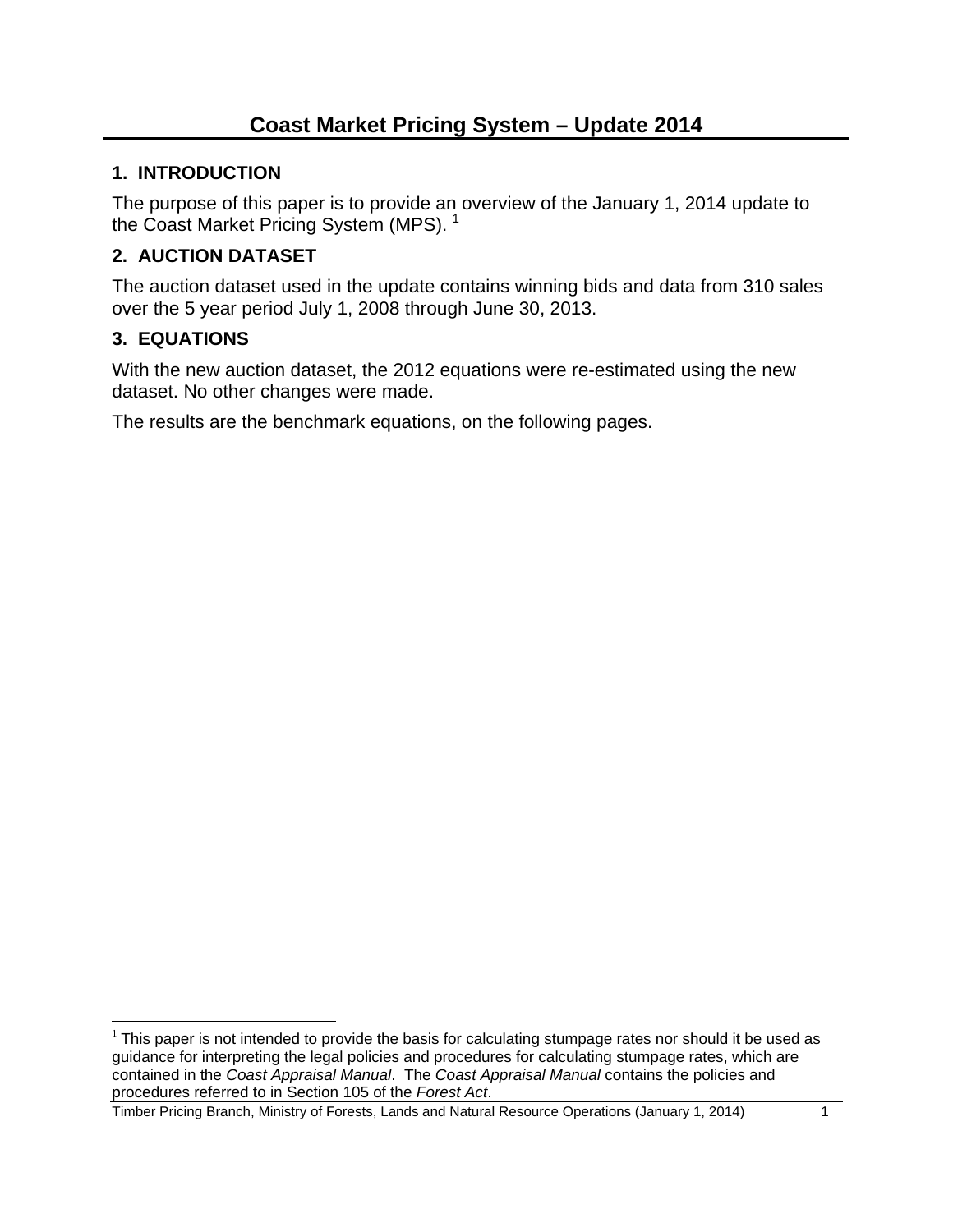# Coast Market Pricing System – Update 2014

## 1. INTRODUCTION

The purpose of this paper is to provide an overview of the January 1, 2014 update to the Coast Market Pricing System (MPS). [1]

## 2. AUCTION DATASET

The auction dataset used in the update contains winning bids and data from 310 sales over the 5 year period July 1, 2008 through June 30, 2013.

## 3. EQUATIONS

With the new auction dataset, the 2012 equations were re-estimated using the new dataset. No other changes were made.

The results are the benchmark equations, on the following pages.

---

[1] This paper is not intended to provide the basis for calculating stumpage rates nor should it be used as guidance for interpreting the legal policies and procedures for calculating stumpage rates, which are contained in the *Coast Appraisal Manual*. The *Coast Appraisal Manual* contains the policies and procedures referred to in Section 105 of the *Forest Act*.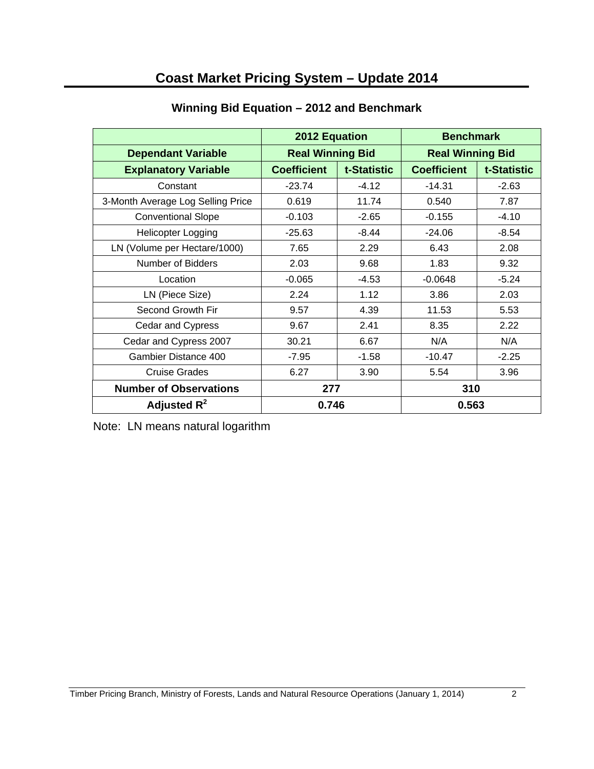# Coast Market Pricing System – Update 2014

## Winning Bid Equation – 2012 and Benchmark

| | 2012 Equation | | Benchmark | |
|---|---|---|---|---|
| **Dependant Variable** | **Real Winning Bid** | | **Real Winning Bid** | |
| **Explanatory Variable** | **Coefficient** | **t-Statistic** | **Coefficient** | **t-Statistic** |
| Constant | -23.74 | -4.12 | -14.31 | -2.63 |
| 3-Month Average Log Selling Price | 0.619 | 11.74 | 0.540 | 7.87 |
| Conventional Slope | -0.103 | -2.65 | -0.155 | -4.10 |
| Helicopter Logging | -25.63 | -8.44 | -24.06 | -8.54 |
| LN (Volume per Hectare/1000) | 7.65 | 2.29 | 6.43 | 2.08 |
| Number of Bidders | 2.03 | 9.68 | 1.83 | 9.32 |
| Location | -0.065 | -4.53 | -0.0648 | -5.24 |
| LN (Piece Size) | 2.24 | 1.12 | 3.86 | 2.03 |
| Second Growth Fir | 9.57 | 4.39 | 11.53 | 5.53 |
| Cedar and Cypress | 9.67 | 2.41 | 8.35 | 2.22 |
| Cedar and Cypress 2007 | 30.21 | 6.67 | N/A | N/A |
| Gambier Distance 400 | -7.95 | -1.58 | -10.47 | -2.25 |
| Cruise Grades | 6.27 | 3.90 | 5.54 | 3.96 |
| **Number of Observations** | **277** | | **310** | |
| **Adjusted $R^2$** | **0.746** | | **0.563** | |

Note: LN means natural logarithm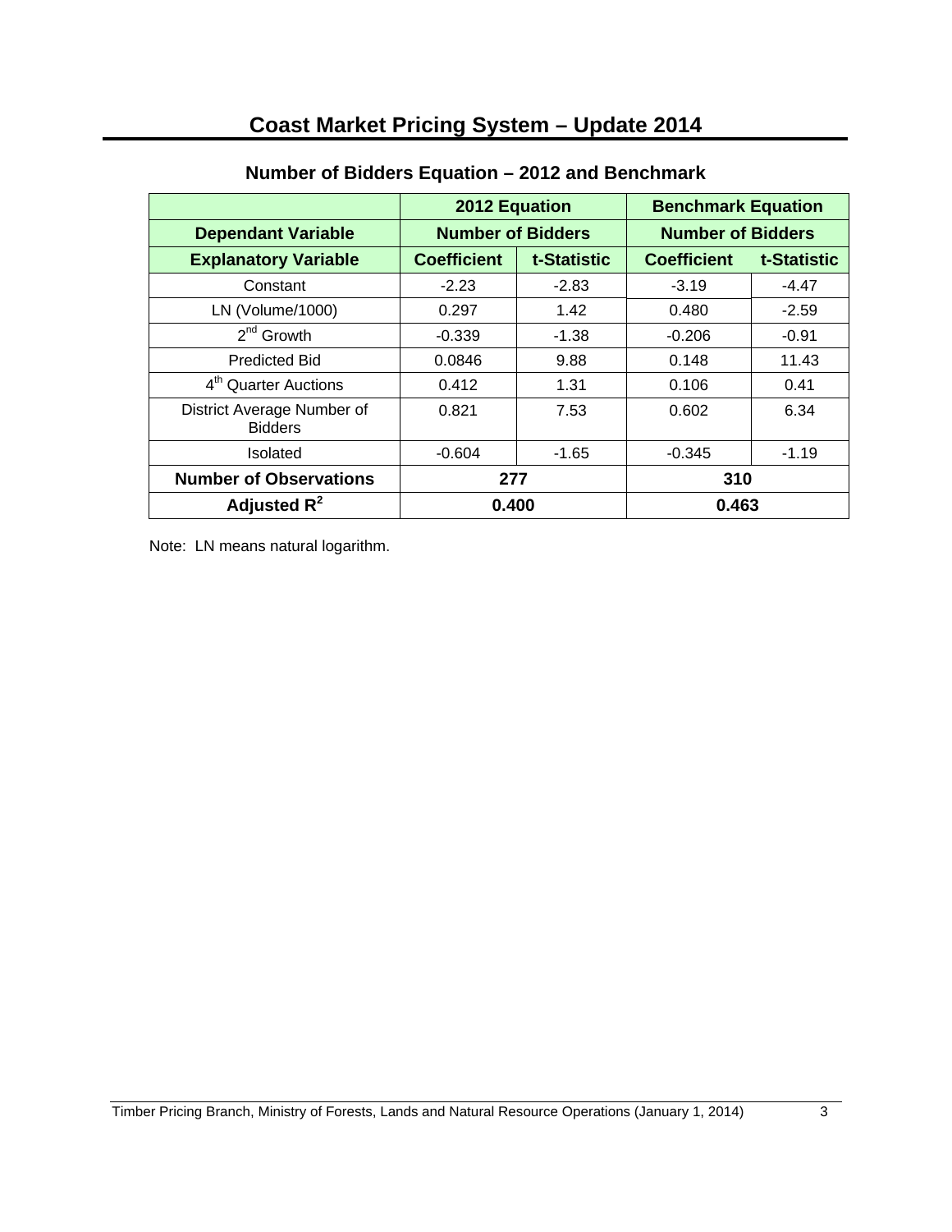## Number of Bidders Equation – 2012 and Benchmark

| | 2012 Equation | | Benchmark Equation | |
|---|---|---|---|---|
| **Dependant Variable** | **Number of Bidders** | | **Number of Bidders** | |
| **Explanatory Variable** | **Coefficient** | **t-Statistic** | **Coefficient** | **t-Statistic** |
| Constant | -2.23 | -2.83 | -3.19 | -4.47 |
| LN (Volume/1000) | 0.297 | 1.42 | 0.480 | -2.59 |
| 2nd Growth | -0.339 | -1.38 | -0.206 | -0.91 |
| Predicted Bid | 0.0846 | 9.88 | 0.148 | 11.43 |
| 4th Quarter Auctions | 0.412 | 1.31 | 0.106 | 0.41 |
| District Average Number of Bidders | 0.821 | 7.53 | 0.602 | 6.34 |
| Isolated | -0.604 | -1.65 | -0.345 | -1.19 |
| **Number of Observations** | **277** | | **310** | |
| **Adjusted $R^2$** | **0.400** | | **0.463** | |

Note: LN means natural logarithm.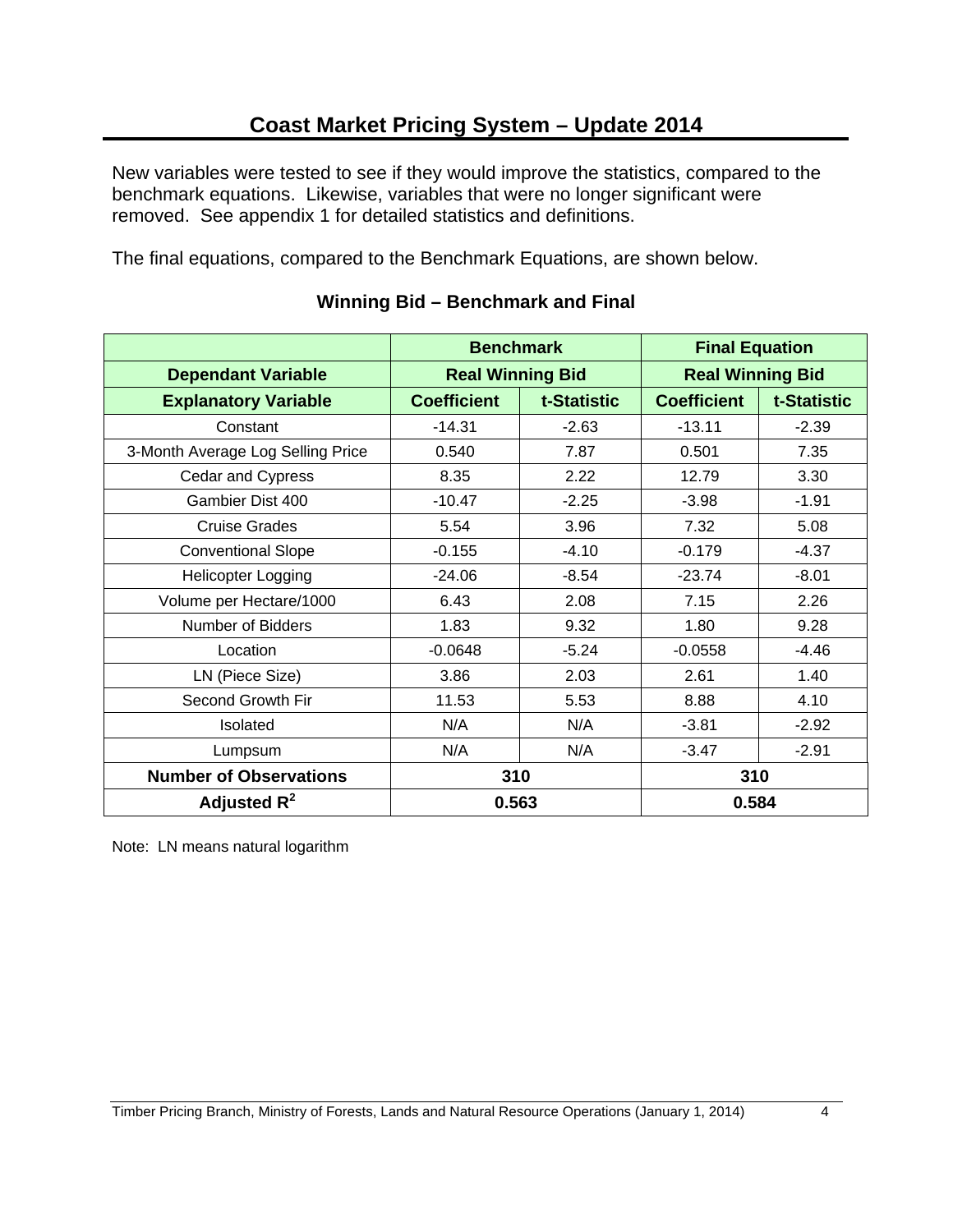# Coast Market Pricing System – Update 2014

New variables were tested to see if they would improve the statistics, compared to the benchmark equations. Likewise, variables that were no longer significant were removed. See appendix 1 for detailed statistics and definitions.

The final equations, compared to the Benchmark Equations, are shown below.

### Winning Bid – Benchmark and Final

| | Benchmark | | Final Equation | |
|---|---|---|---|---|
| **Dependant Variable** | **Real Winning Bid** | | **Real Winning Bid** | |
| **Explanatory Variable** | **Coefficient** | **t-Statistic** | **Coefficient** | **t-Statistic** |
| Constant | -14.31 | -2.63 | -13.11 | -2.39 |
| 3-Month Average Log Selling Price | 0.540 | 7.87 | 0.501 | 7.35 |
| Cedar and Cypress | 8.35 | 2.22 | 12.79 | 3.30 |
| Gambier Dist 400 | -10.47 | -2.25 | -3.98 | -1.91 |
| Cruise Grades | 5.54 | 3.96 | 7.32 | 5.08 |
| Conventional Slope | -0.155 | -4.10 | -0.179 | -4.37 |
| Helicopter Logging | -24.06 | -8.54 | -23.74 | -8.01 |
| Volume per Hectare/1000 | 6.43 | 2.08 | 7.15 | 2.26 |
| Number of Bidders | 1.83 | 9.32 | 1.80 | 9.28 |
| Location | -0.0648 | -5.24 | -0.0558 | -4.46 |
| LN (Piece Size) | 3.86 | 2.03 | 2.61 | 1.40 |
| Second Growth Fir | 11.53 | 5.53 | 8.88 | 4.10 |
| Isolated | N/A | N/A | -3.81 | -2.92 |
| Lumpsum | N/A | N/A | -3.47 | -2.91 |
| **Number of Observations** | **310** | | **310** | |
| **Adjusted $R^2$** | **0.563** | | **0.584** | |

Note: LN means natural logarithm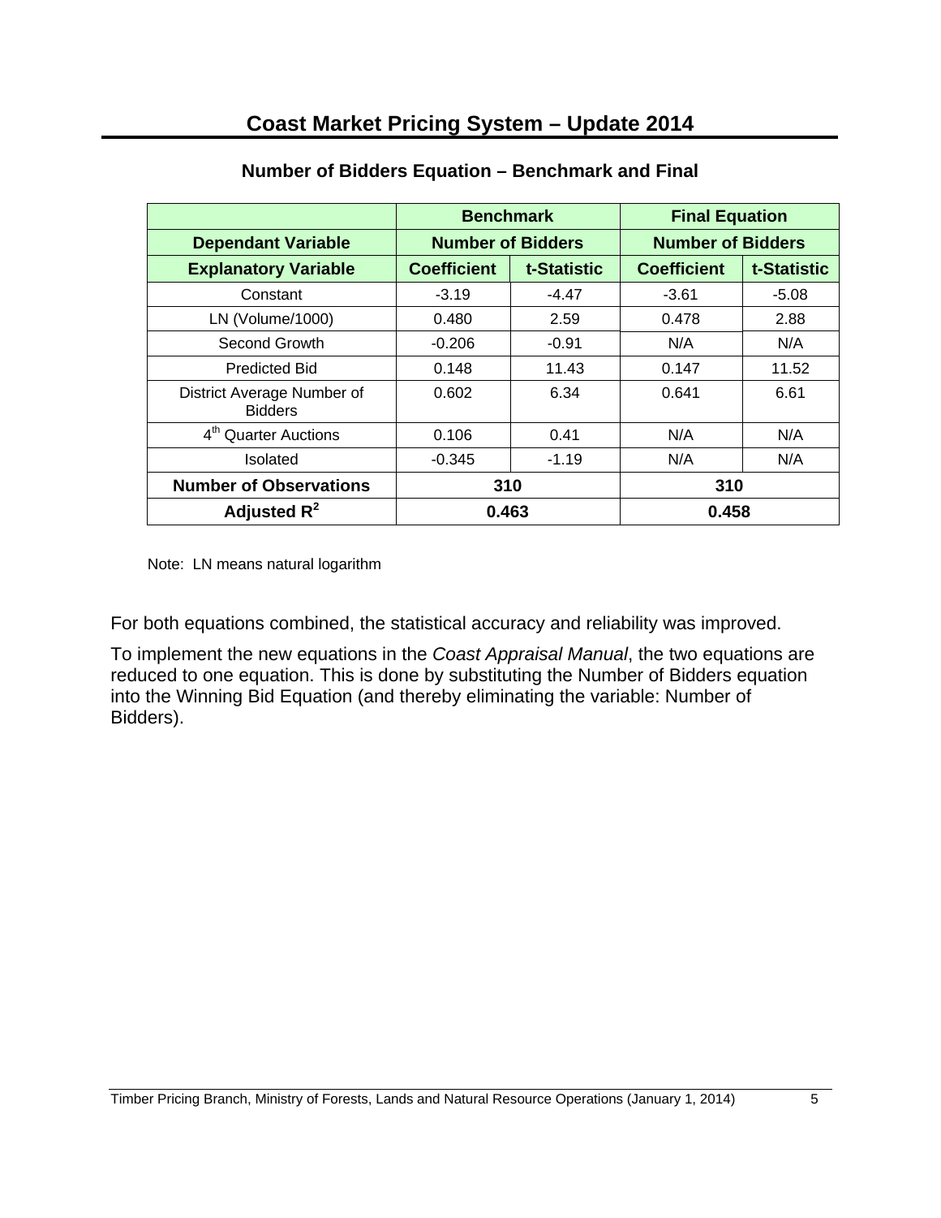# Coast Market Pricing System – Update 2014

## Number of Bidders Equation – Benchmark and Final

| | Benchmark | | Final Equation | |
|---|---|---|---|---|
| **Dependant Variable** | **Number of Bidders** | | **Number of Bidders** | |
| **Explanatory Variable** | **Coefficient** | **t-Statistic** | **Coefficient** | **t-Statistic** |
| Constant | -3.19 | -4.47 | -3.61 | -5.08 |
| LN (Volume/1000) | 0.480 | 2.59 | 0.478 | 2.88 |
| Second Growth | -0.206 | -0.91 | N/A | N/A |
| Predicted Bid | 0.148 | 11.43 | 0.147 | 11.52 |
| District Average Number of Bidders | 0.602 | 6.34 | 0.641 | 6.61 |
| $4^{th}$ Quarter Auctions | 0.106 | 0.41 | N/A | N/A |
| Isolated | -0.345 | -1.19 | N/A | N/A |
| **Number of Observations** | **310** | | **310** | |
| **Adjusted $R^2$** | **0.463** | | **0.458** | |

Note: LN means natural logarithm

For both equations combined, the statistical accuracy and reliability was improved.

To implement the new equations in the *Coast Appraisal Manual*, the two equations are reduced to one equation. This is done by substituting the Number of Bidders equation into the Winning Bid Equation (and thereby eliminating the variable: Number of Bidders).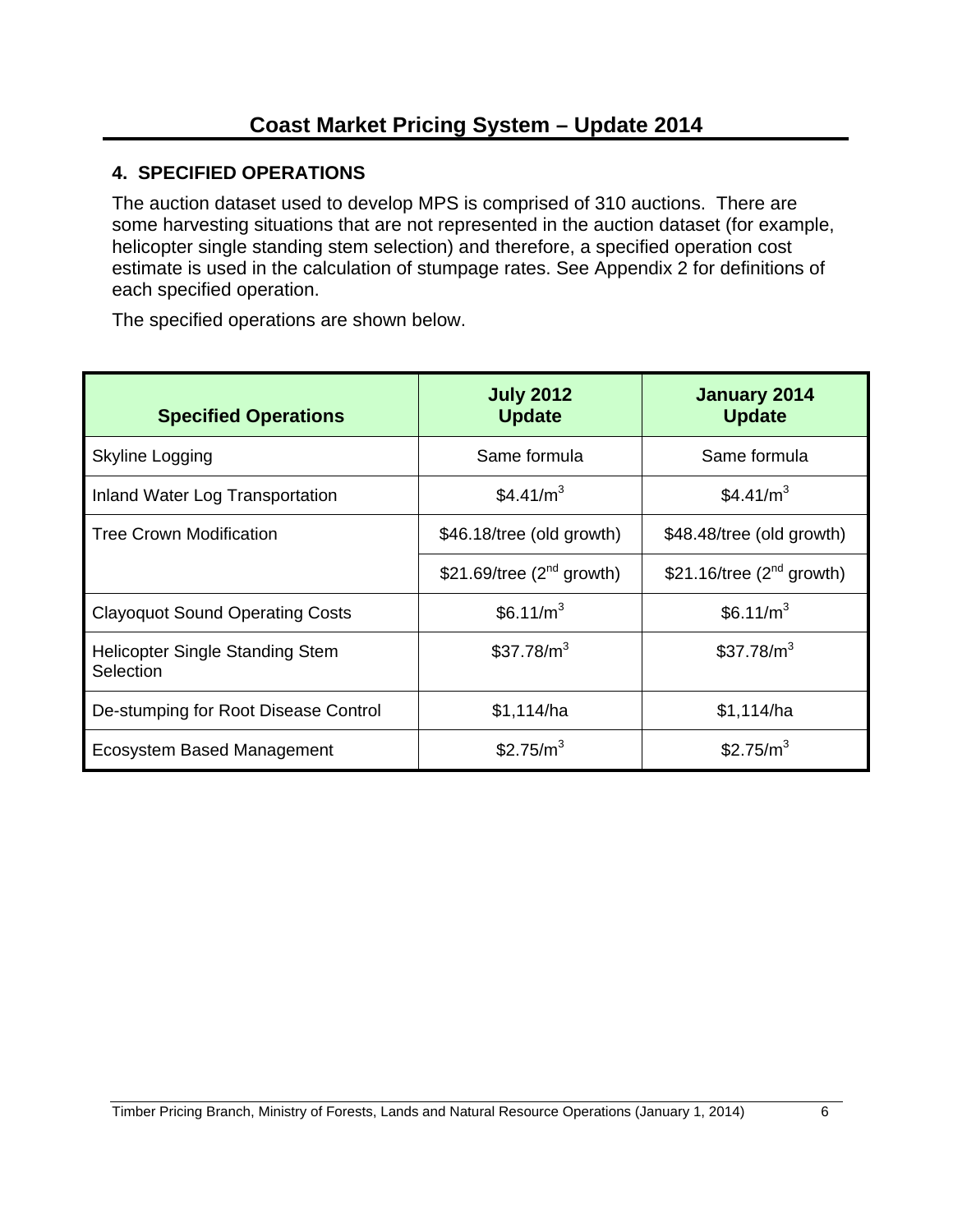## 4. SPECIFIED OPERATIONS

The auction dataset used to develop MPS is comprised of 310 auctions. There are some harvesting situations that are not represented in the auction dataset (for example, helicopter single standing stem selection) and therefore, a specified operation cost estimate is used in the calculation of stumpage rates. See Appendix 2 for definitions of each specified operation.

The specified operations are shown below.

| Specified Operations | July 2012 Update | January 2014 Update |
|---|---|---|
| Skyline Logging | Same formula | Same formula |
| Inland Water Log Transportation | $4.41/m^3$ | $4.41/m^3$ |
| Tree Crown Modification | $46.18/tree (old growth) | $48.48/tree (old growth) |
| | $21.69/tree (2nd growth) | $21.16/tree (2nd growth) |
| Clayoquot Sound Operating Costs | $6.11/m^3$ | $6.11/m^3$ |
| Helicopter Single Standing Stem Selection | $37.78/m^3$ | $37.78/m^3$ |
| De-stumping for Root Disease Control | $1,114/ha | $1,114/ha |
| Ecosystem Based Management | $2.75/m^3$ | $2.75/m^3$ |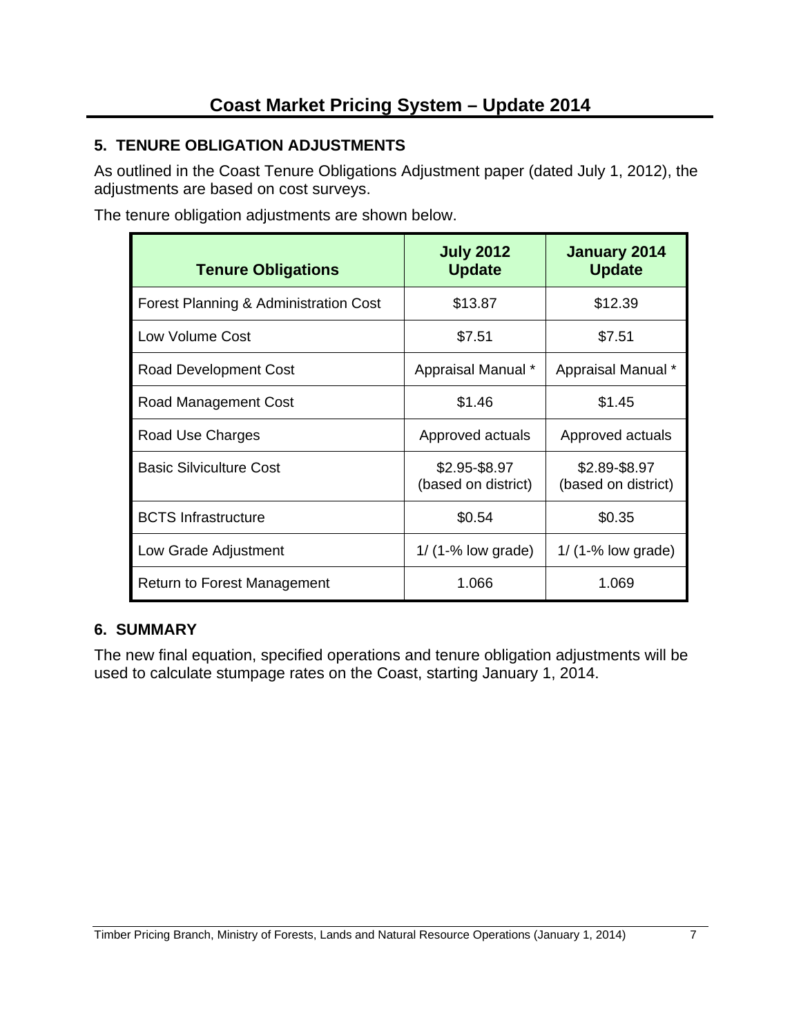# Coast Market Pricing System – Update 2014

## 5. TENURE OBLIGATION ADJUSTMENTS

As outlined in the Coast Tenure Obligations Adjustment paper (dated July 1, 2012), the adjustments are based on cost surveys.

The tenure obligation adjustments are shown below.

| Tenure Obligations | July 2012 Update | January 2014 Update |
|---|---|---|
| Forest Planning & Administration Cost | $13.87 | $12.39 |
| Low Volume Cost | $7.51 | $7.51 |
| Road Development Cost | Appraisal Manual * | Appraisal Manual * |
| Road Management Cost | $1.46 | $1.45 |
| Road Use Charges | Approved actuals | Approved actuals |
| Basic Silviculture Cost | $2.95-$8.97 (based on district) | $2.89-$8.97 (based on district) |
| BCTS Infrastructure | $0.54 | $0.35 |
| Low Grade Adjustment | 1/ (1-% low grade) | 1/ (1-% low grade) |
| Return to Forest Management | 1.066 | 1.069 |

## 6. SUMMARY

The new final equation, specified operations and tenure obligation adjustments will be used to calculate stumpage rates on the Coast, starting January 1, 2014.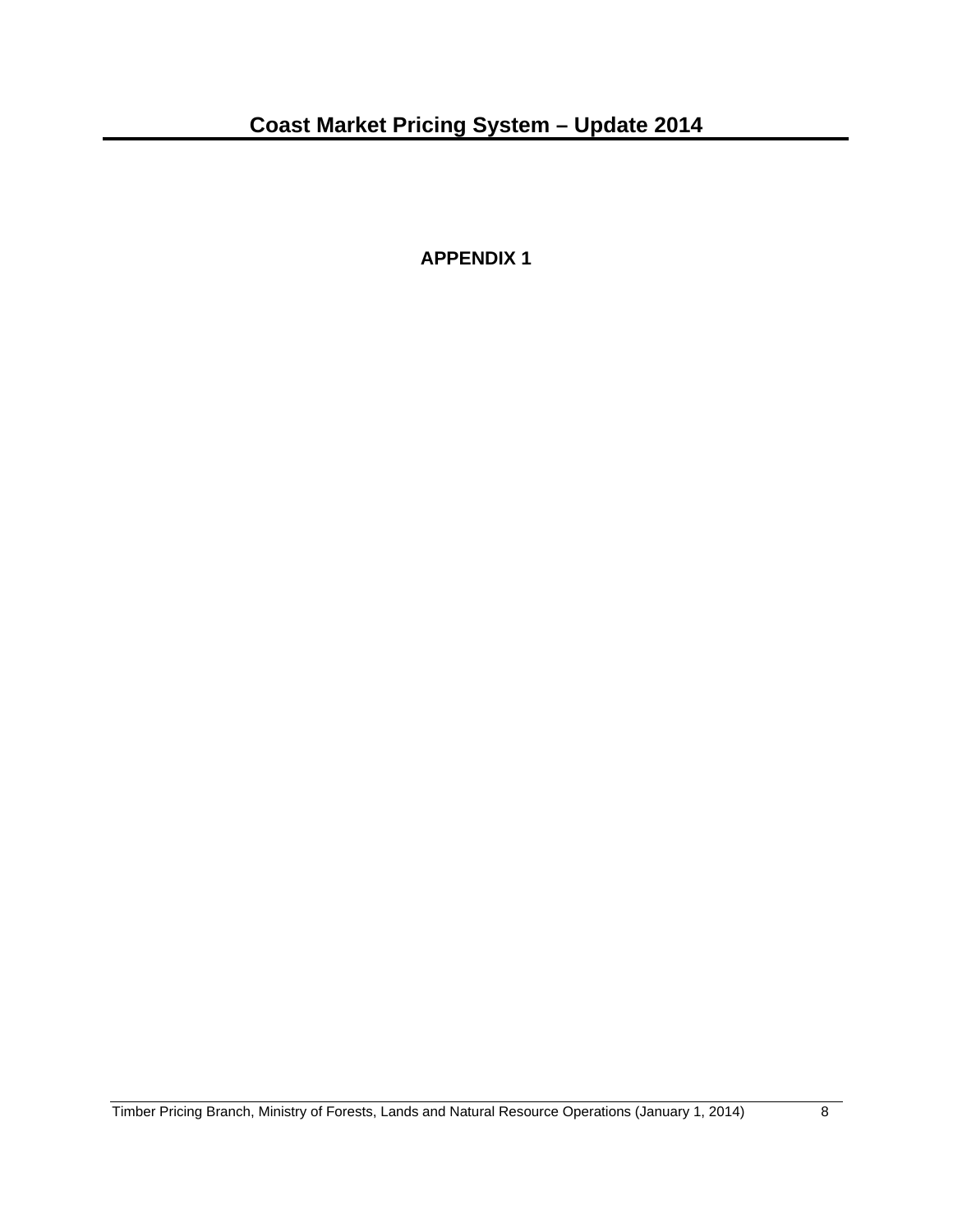**APPENDIX 1**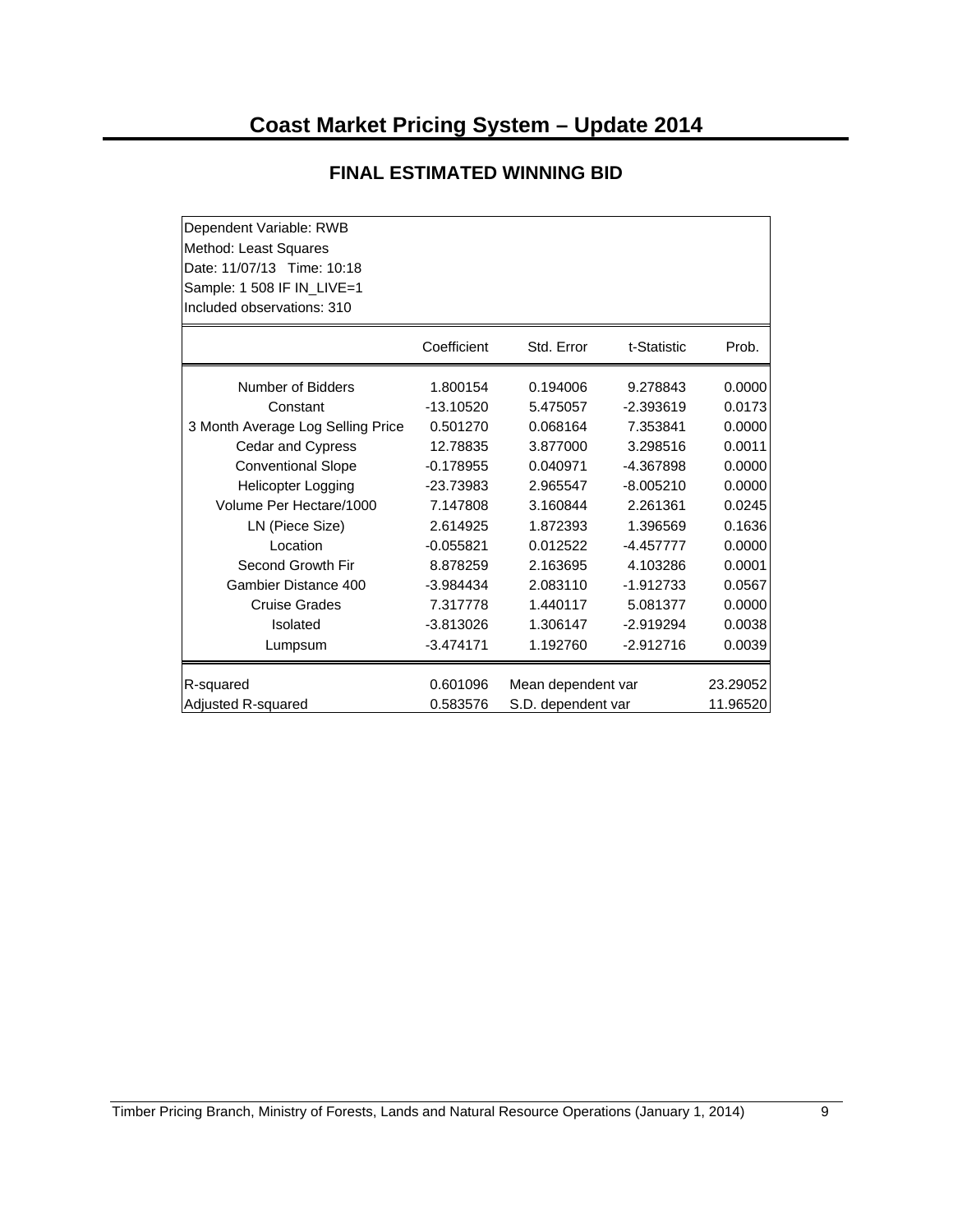# Coast Market Pricing System – Update 2014

## FINAL ESTIMATED WINNING BID

Dependent Variable: RWB
Method: Least Squares
Date: 11/07/13 Time: 10:18
Sample: 1 508 IF IN_LIVE=1
Included observations: 310

| | Coefficient | Std. Error | t-Statistic | Prob. |
|---|---|---|---|---|
| Number of Bidders | 1.800154 | 0.194006 | 9.278843 | 0.0000 |
| Constant | -13.10520 | 5.475057 | -2.393619 | 0.0173 |
| 3 Month Average Log Selling Price | 0.501270 | 0.068164 | 7.353841 | 0.0000 |
| Cedar and Cypress | 12.78835 | 3.877000 | 3.298516 | 0.0011 |
| Conventional Slope | -0.178955 | 0.040971 | -4.367898 | 0.0000 |
| Helicopter Logging | -23.73983 | 2.965547 | -8.005210 | 0.0000 |
| Volume Per Hectare/1000 | 7.147808 | 3.160844 | 2.261361 | 0.0245 |
| LN (Piece Size) | 2.614925 | 1.872393 | 1.396569 | 0.1636 |
| Location | -0.055821 | 0.012522 | -4.457777 | 0.0000 |
| Second Growth Fir | 8.878259 | 2.163695 | 4.103286 | 0.0001 |
| Gambier Distance 400 | -3.984434 | 2.083110 | -1.912733 | 0.0567 |
| Cruise Grades | 7.317778 | 1.440117 | 5.081377 | 0.0000 |
| Isolated | -3.813026 | 1.306147 | -2.919294 | 0.0038 |
| Lumpsum | -3.474171 | 1.192760 | -2.912716 | 0.0039 |

| | | | |
|---|---|---|---|
| R-squared | 0.601096 | Mean dependent var | 23.29052 |
| Adjusted R-squared | 0.583576 | S.D. dependent var | 11.96520 |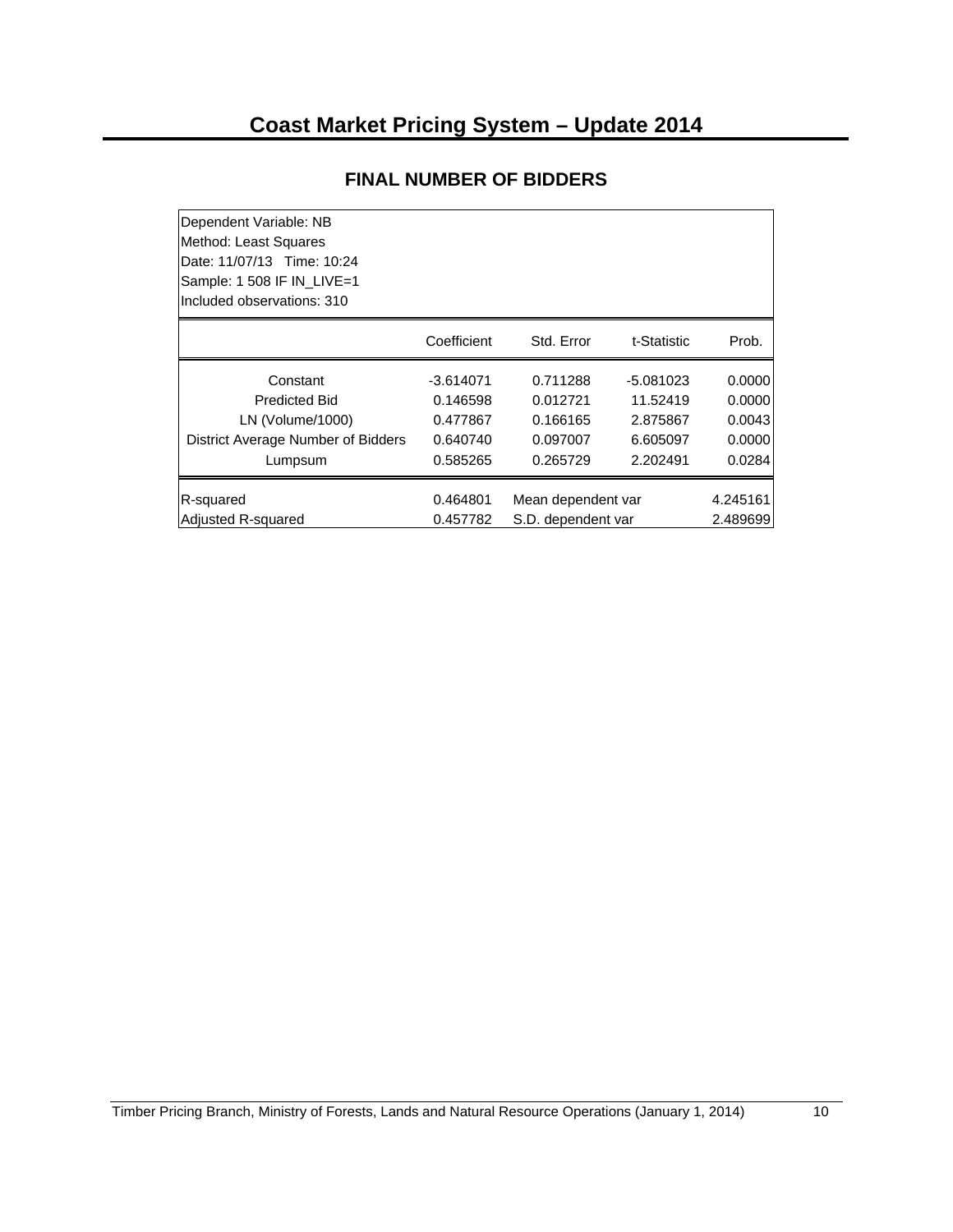## FINAL NUMBER OF BIDDERS

Dependent Variable: NB
Method: Least Squares
Date: 11/07/13 Time: 10:24
Sample: 1 508 IF IN_LIVE=1
Included observations: 310

| | Coefficient | Std. Error | t-Statistic | Prob. |
|---|---|---|---|---|
| Constant | -3.614071 | 0.711288 | -5.081023 | 0.0000 |
| Predicted Bid | 0.146598 | 0.012721 | 11.52419 | 0.0000 |
| LN (Volume/1000) | 0.477867 | 0.166165 | 2.875867 | 0.0043 |
| District Average Number of Bidders | 0.640740 | 0.097007 | 6.605097 | 0.0000 |
| Lumpsum | 0.585265 | 0.265729 | 2.202491 | 0.0284 |
| R-squared | 0.464801 | Mean dependent var | | 4.245161 |
| Adjusted R-squared | 0.457782 | S.D. dependent var | | 2.489699 |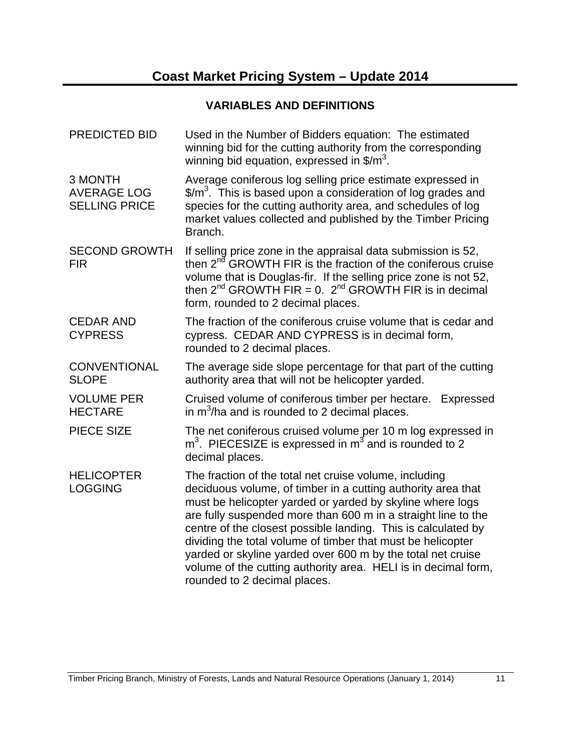# Coast Market Pricing System – Update 2014

## VARIABLES AND DEFINITIONS

| | |
|---|---|
| PREDICTED BID | Used in the Number of Bidders equation: The estimated winning bid for the cutting authority from the corresponding winning bid equation, expressed in $\$/m^3$. |
| 3 MONTH AVERAGE LOG SELLING PRICE | Average coniferous log selling price estimate expressed in $\$/m^3$. This is based upon a consideration of log grades and species for the cutting authority area, and schedules of log market values collected and published by the Timber Pricing Branch. |
| SECOND GROWTH FIR | If selling price zone in the appraisal data submission is 52, then $2^{nd}$ GROWTH FIR is the fraction of the coniferous cruise volume that is Douglas-fir. If the selling price zone is not 52, then $2^{nd}$ GROWTH FIR = 0. $2^{nd}$ GROWTH FIR is in decimal form, rounded to 2 decimal places. |
| CEDAR AND CYPRESS | The fraction of the coniferous cruise volume that is cedar and cypress. CEDAR AND CYPRESS is in decimal form, rounded to 2 decimal places. |
| CONVENTIONAL SLOPE | The average side slope percentage for that part of the cutting authority area that will not be helicopter yarded. |
| VOLUME PER HECTARE | Cruised volume of coniferous timber per hectare. Expressed in $m^3/ha$ and is rounded to 2 decimal places. |
| PIECE SIZE | The net coniferous cruised volume per 10 m log expressed in $m^3$. PIECESIZE is expressed in $m^3$ and is rounded to 2 decimal places. |
| HELICOPTER LOGGING | The fraction of the total net cruise volume, including deciduous volume, of timber in a cutting authority area that must be helicopter yarded or yarded by skyline where logs are fully suspended more than 600 m in a straight line to the centre of the closest possible landing. This is calculated by dividing the total volume of timber that must be helicopter yarded or skyline yarded over 600 m by the total net cruise volume of the cutting authority area. HELI is in decimal form, rounded to 2 decimal places. |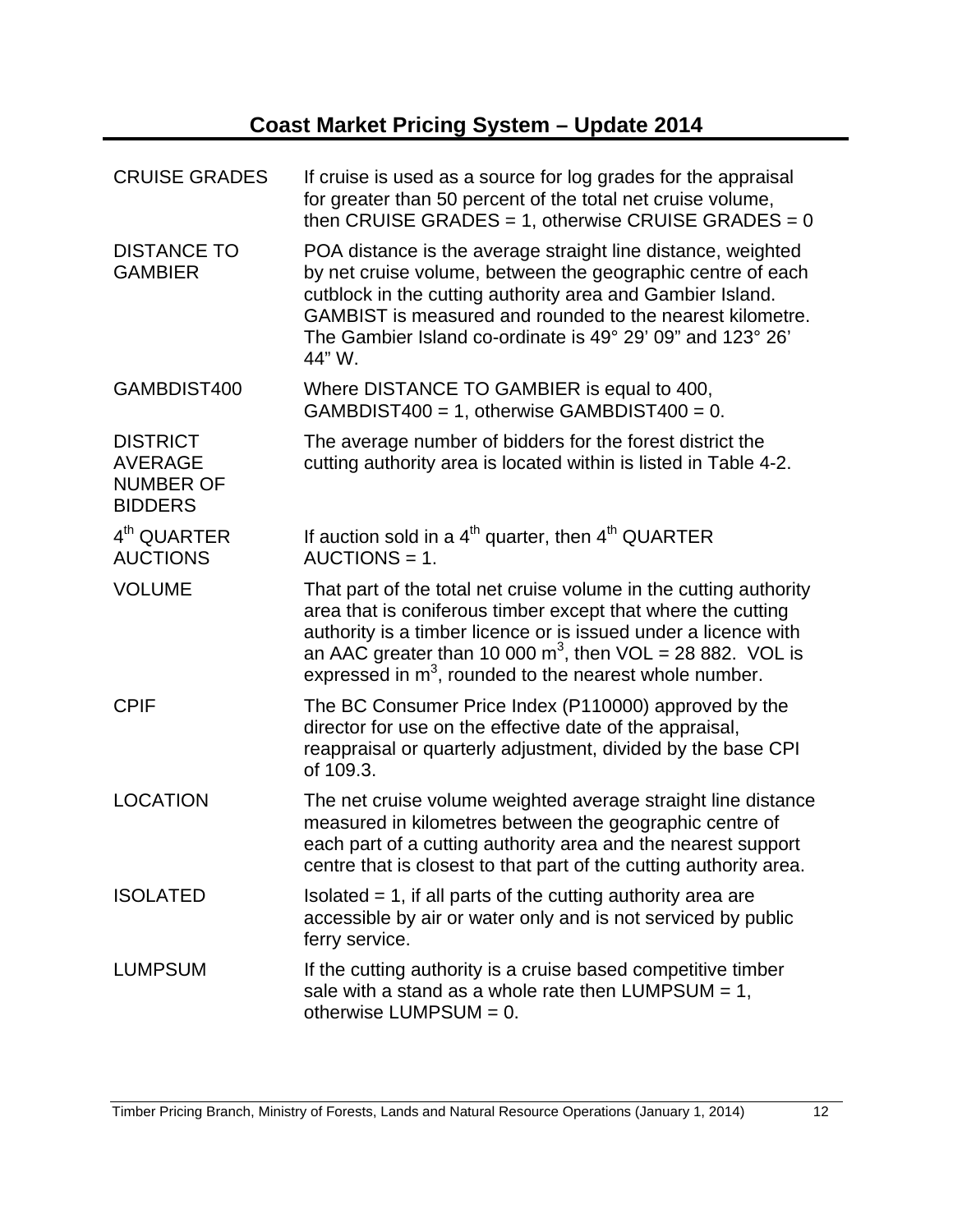| | |
|---|---|
| CRUISE GRADES | If cruise is used as a source for log grades for the appraisal for greater than 50 percent of the total net cruise volume, then CRUISE GRADES = 1, otherwise CRUISE GRADES = 0 |
| DISTANCE TO GAMBIER | POA distance is the average straight line distance, weighted by net cruise volume, between the geographic centre of each cutblock in the cutting authority area and Gambier Island. GAMBIST is measured and rounded to the nearest kilometre. The Gambier Island co-ordinate is 49° 29' 09" and 123° 26' 44" W. |
| GAMBDIST400 | Where DISTANCE TO GAMBIER is equal to 400, GAMBDIST400 = 1, otherwise GAMBDIST400 = 0. |
| DISTRICT AVERAGE NUMBER OF BIDDERS | The average number of bidders for the forest district the cutting authority area is located within is listed in Table 4-2. |
| 4th QUARTER AUCTIONS | If auction sold in a 4th quarter, then 4th QUARTER AUCTIONS = 1. |
| VOLUME | That part of the total net cruise volume in the cutting authority area that is coniferous timber except that where the cutting authority is a timber licence or is issued under a licence with an AAC greater than 10 000 $m^3$, then VOL = 28 882. VOL is expressed in $m^3$, rounded to the nearest whole number. |
| CPIF | The BC Consumer Price Index (P110000) approved by the director for use on the effective date of the appraisal, reappraisal or quarterly adjustment, divided by the base CPI of 109.3. |
| LOCATION | The net cruise volume weighted average straight line distance measured in kilometres between the geographic centre of each part of a cutting authority area and the nearest support centre that is closest to that part of the cutting authority area. |
| ISOLATED | Isolated = 1, if all parts of the cutting authority area are accessible by air or water only and is not serviced by public ferry service. |
| LUMPSUM | If the cutting authority is a cruise based competitive timber sale with a stand as a whole rate then LUMPSUM = 1, otherwise LUMPSUM = 0. |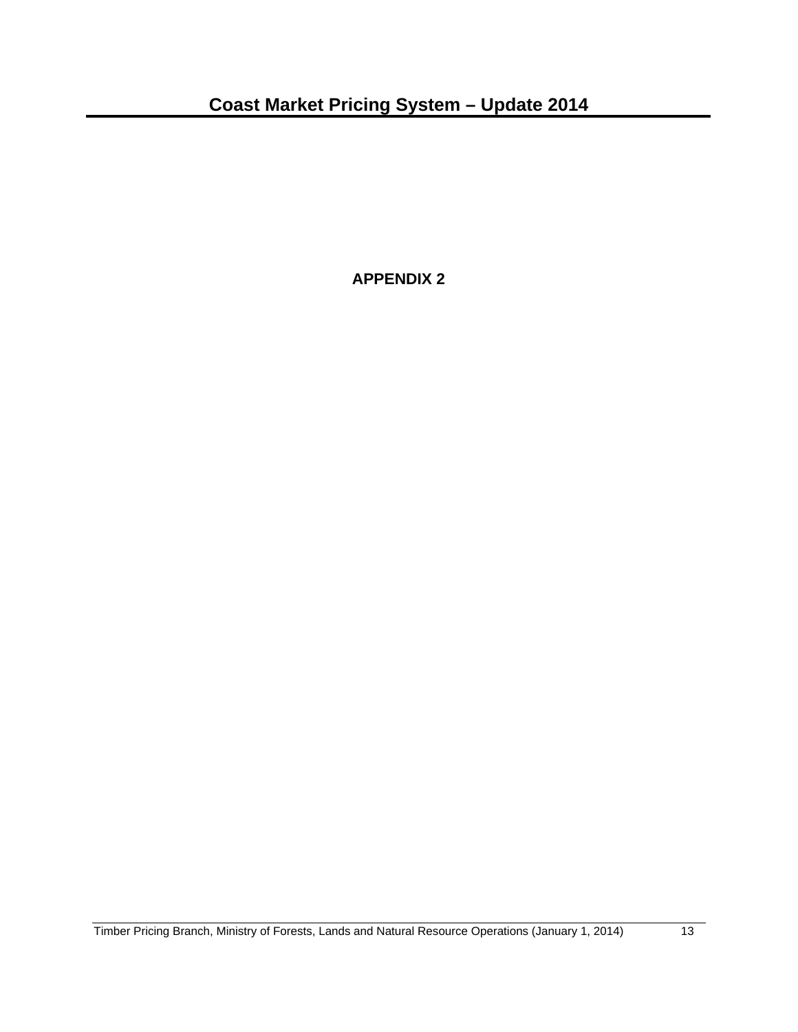**APPENDIX 2**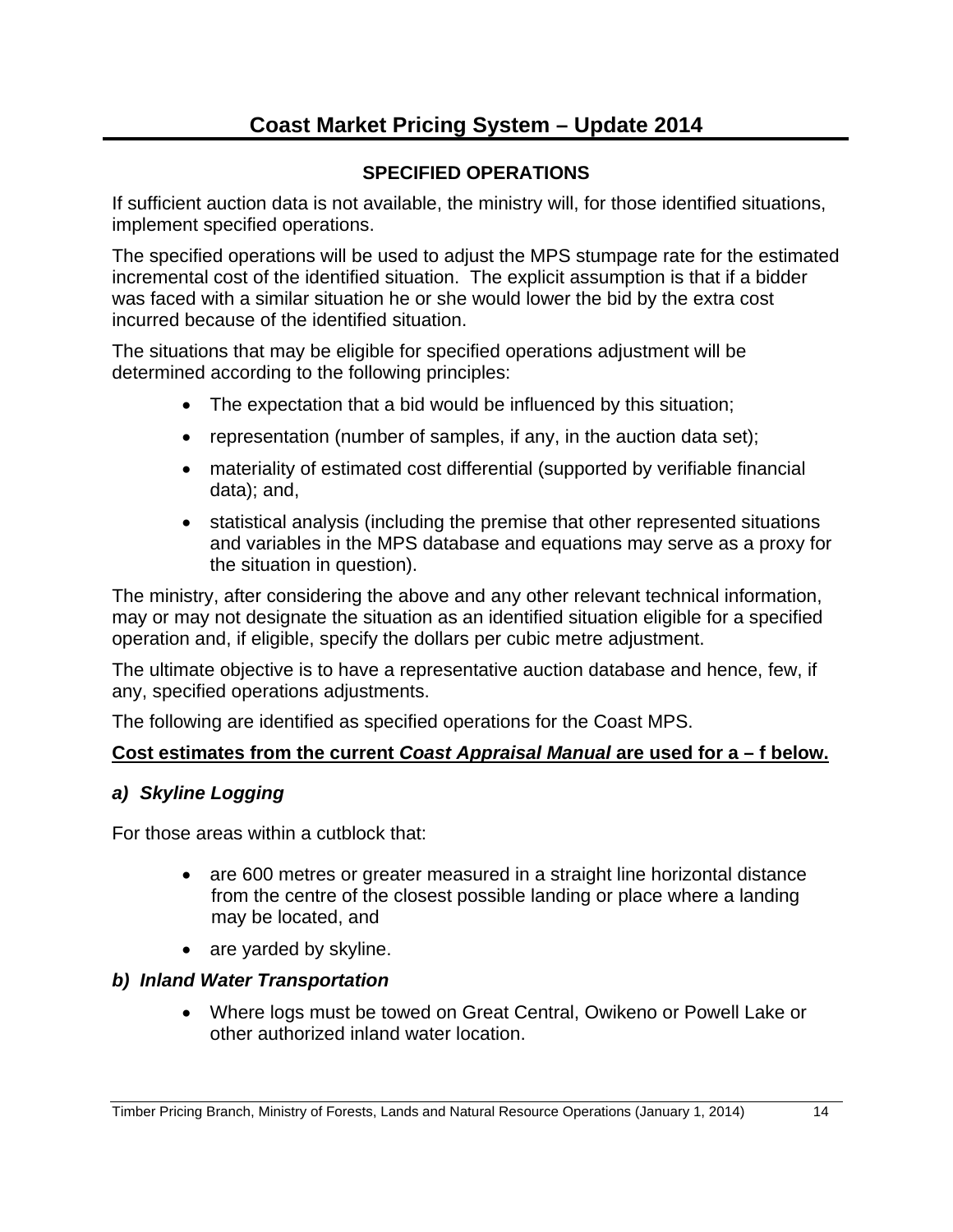## SPECIFIED OPERATIONS

If sufficient auction data is not available, the ministry will, for those identified situations, implement specified operations.

The specified operations will be used to adjust the MPS stumpage rate for the estimated incremental cost of the identified situation. The explicit assumption is that if a bidder was faced with a similar situation he or she would lower the bid by the extra cost incurred because of the identified situation.

The situations that may be eligible for specified operations adjustment will be determined according to the following principles:

- The expectation that a bid would be influenced by this situation;
- representation (number of samples, if any, in the auction data set);
- materiality of estimated cost differential (supported by verifiable financial data); and,
- statistical analysis (including the premise that other represented situations and variables in the MPS database and equations may serve as a proxy for the situation in question).

The ministry, after considering the above and any other relevant technical information, may or may not designate the situation as an identified situation eligible for a specified operation and, if eligible, specify the dollars per cubic metre adjustment.

The ultimate objective is to have a representative auction database and hence, few, if any, specified operations adjustments.

The following are identified as specified operations for the Coast MPS.

**Cost estimates from the current *Coast Appraisal Manual* are used for a – f below.**

### *a) Skyline Logging*

For those areas within a cutblock that:

- are 600 metres or greater measured in a straight line horizontal distance from the centre of the closest possible landing or place where a landing may be located, and
- are yarded by skyline.

### *b) Inland Water Transportation*

- Where logs must be towed on Great Central, Owikeno or Powell Lake or other authorized inland water location.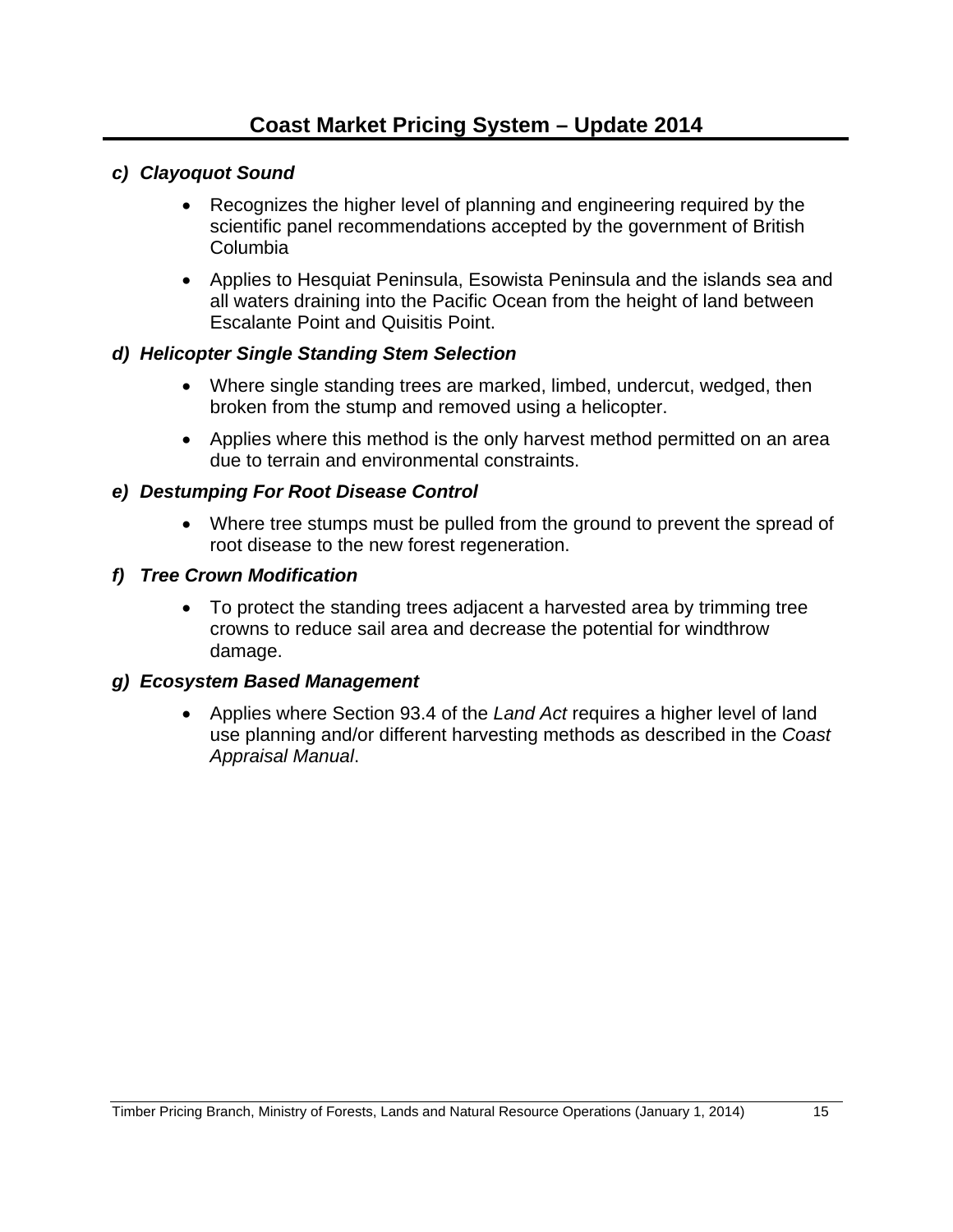### *c) Clayoquot Sound*

- Recognizes the higher level of planning and engineering required by the scientific panel recommendations accepted by the government of British Columbia
- Applies to Hesquiat Peninsula, Esowista Peninsula and the islands sea and all waters draining into the Pacific Ocean from the height of land between Escalante Point and Quisitis Point.

### *d) Helicopter Single Standing Stem Selection*

- Where single standing trees are marked, limbed, undercut, wedged, then broken from the stump and removed using a helicopter.
- Applies where this method is the only harvest method permitted on an area due to terrain and environmental constraints.

### *e) Destumping For Root Disease Control*

- Where tree stumps must be pulled from the ground to prevent the spread of root disease to the new forest regeneration.

### *f) Tree Crown Modification*

- To protect the standing trees adjacent a harvested area by trimming tree crowns to reduce sail area and decrease the potential for windthrow damage.

### *g) Ecosystem Based Management*

- Applies where Section 93.4 of the *Land Act* requires a higher level of land use planning and/or different harvesting methods as described in the *Coast Appraisal Manual*.